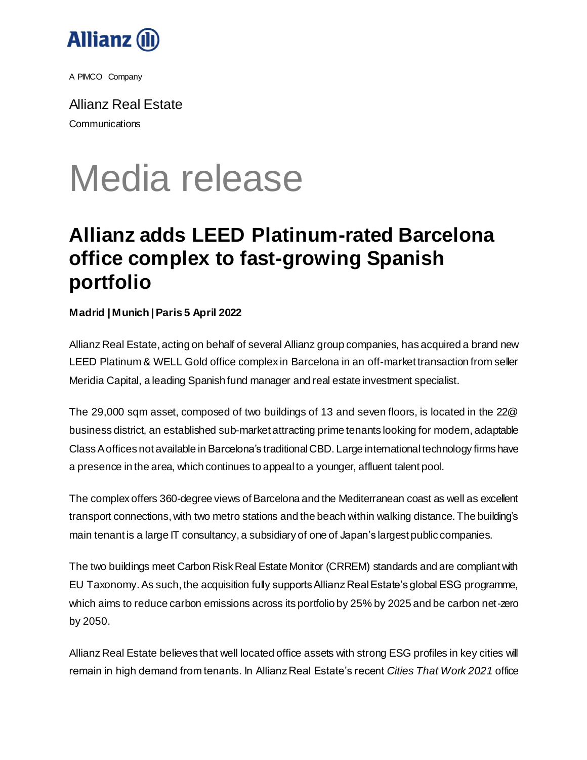**Allianz**

A PIMCO Company

Allianz Real Estate

Communications

# Media release

## Allianz adds LEED Platinum-rated Barcelona office complex to fast-growing Spanish portfolio

**Madrid | Munich | Paris 5 April 2022**

Allianz Real Estate, acting on behalf of several Allianz group companies, has acquired a brand new LEED Platinum & WELL Gold office complex in Barcelona in an off-market transaction from seller Meridia Capital, a leading Spanish fund manager and real estate investment specialist.

The 29,000 sqm asset, composed of two buildings of 13 and seven floors, is located in the 22@ business district, an established sub-market attracting prime tenants looking for modern, adaptable Class A offices not available in Barcelona's traditional CBD. Large international technology firms have a presence in the area, which continues to appeal to a younger, affluent talent pool.

The complex offers 360-degree views of Barcelona and the Mediterranean coast as well as excellent transport connections, with two metro stations and the beach within walking distance. The building's main tenant is a large IT consultancy, a subsidiary of one of Japan's largest public companies.

The two buildings meet Carbon Risk Real Estate Monitor (CRREM) standards and are compliant with EU Taxonomy. As such, the acquisition fully supports Allianz Real Estate's global ESG programme, which aims to reduce carbon emissions across its portfolio by 25% by 2025 and be carbon net-zero by 2050.

Allianz Real Estate believes that well located office assets with strong ESG profiles in key cities will remain in high demand from tenants. In Allianz Real Estate's recent *Cities That Work 2021* office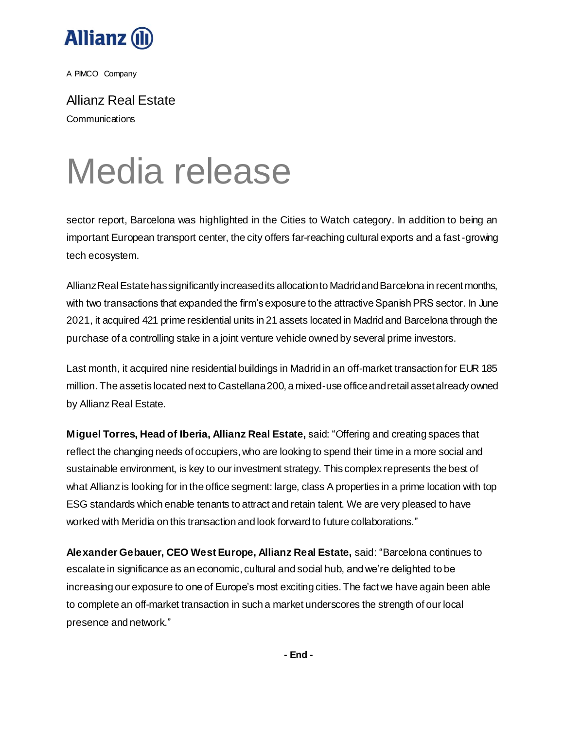sector report, Barcelona was highlighted in the Cities to Watch category. In addition to being an important European transport center, the city offers far-reaching cultural exports and a fast-growing tech ecosystem.

Allianz Real Estate has significantly increased its allocation to Madrid and Barcelona in recent months, with two transactions that expanded the firm's exposure to the attractive Spanish PRS sector. In June 2021, it acquired 421 prime residential units in 21 assets located in Madrid and Barcelona through the purchase of a controlling stake in a joint venture vehicle owned by several prime investors.

Last month, it acquired nine residential buildings in Madrid in an off-market transaction for EUR 185 million. The asset is located next to Castellana 200, a mixed-use office and retail asset already owned by Allianz Real Estate.

**Miguel Torres, Head of Iberia, Allianz Real Estate,** said: "Offering and creating spaces that reflect the changing needs of occupiers, who are looking to spend their time in a more social and sustainable environment, is key to our investment strategy. This complex represents the best of what Allianz is looking for in the office segment: large, class A properties in a prime location with top ESG standards which enable tenants to attract and retain talent. We are very pleased to have worked with Meridia on this transaction and look forward to future collaborations."

**Alexander Gebauer, CEO West Europe, Allianz Real Estate,** said: "Barcelona continues to escalate in significance as an economic, cultural and social hub, and we're delighted to be increasing our exposure to one of Europe's most exciting cities. The fact we have again been able to complete an off-market transaction in such a market underscores the strength of our local presence and network."

**- End -**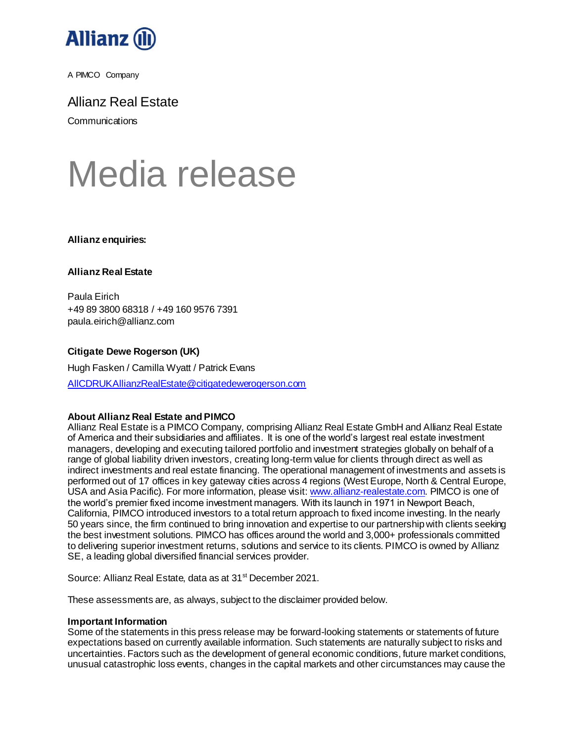Allianz

A PIMCO Company

Allianz Real Estate

Communications

# Media release

**Allianz enquiries:**

**Allianz Real Estate**

Paula Eirich
+49 89 3800 68318 / +49 160 9576 7391
paula.eirich@allianz.com

**Citigate Dewe Rogerson (UK)**

Hugh Fasken / Camilla Wyatt / Patrick Evans

AllCDRUKAllianzRealEstate@citigatedewerogerson.com

**About Allianz Real Estate and PIMCO**
Allianz Real Estate is a PIMCO Company, comprising Allianz Real Estate GmbH and Allianz Real Estate of America and their subsidiaries and affiliates. It is one of the world's largest real estate investment managers, developing and executing tailored portfolio and investment strategies globally on behalf of a range of global liability driven investors, creating long-term value for clients through direct as well as indirect investments and real estate financing. The operational management of investments and assets is performed out of 17 offices in key gateway cities across 4 regions (West Europe, North & Central Europe, USA and Asia Pacific). For more information, please visit: www.allianz-realestate.com. PIMCO is one of the world's premier fixed income investment managers. With its launch in 1971 in Newport Beach, California, PIMCO introduced investors to a total return approach to fixed income investing. In the nearly 50 years since, the firm continued to bring innovation and expertise to our partnership with clients seeking the best investment solutions. PIMCO has offices around the world and 3,000+ professionals committed to delivering superior investment returns, solutions and service to its clients. PIMCO is owned by Allianz SE, a leading global diversified financial services provider.

Source: Allianz Real Estate, data as at 31st December 2021.

These assessments are, as always, subject to the disclaimer provided below.

**Important Information**
Some of the statements in this press release may be forward-looking statements or statements of future expectations based on currently available information. Such statements are naturally subject to risks and uncertainties. Factors such as the development of general economic conditions, future market conditions, unusual catastrophic loss events, changes in the capital markets and other circumstances may cause the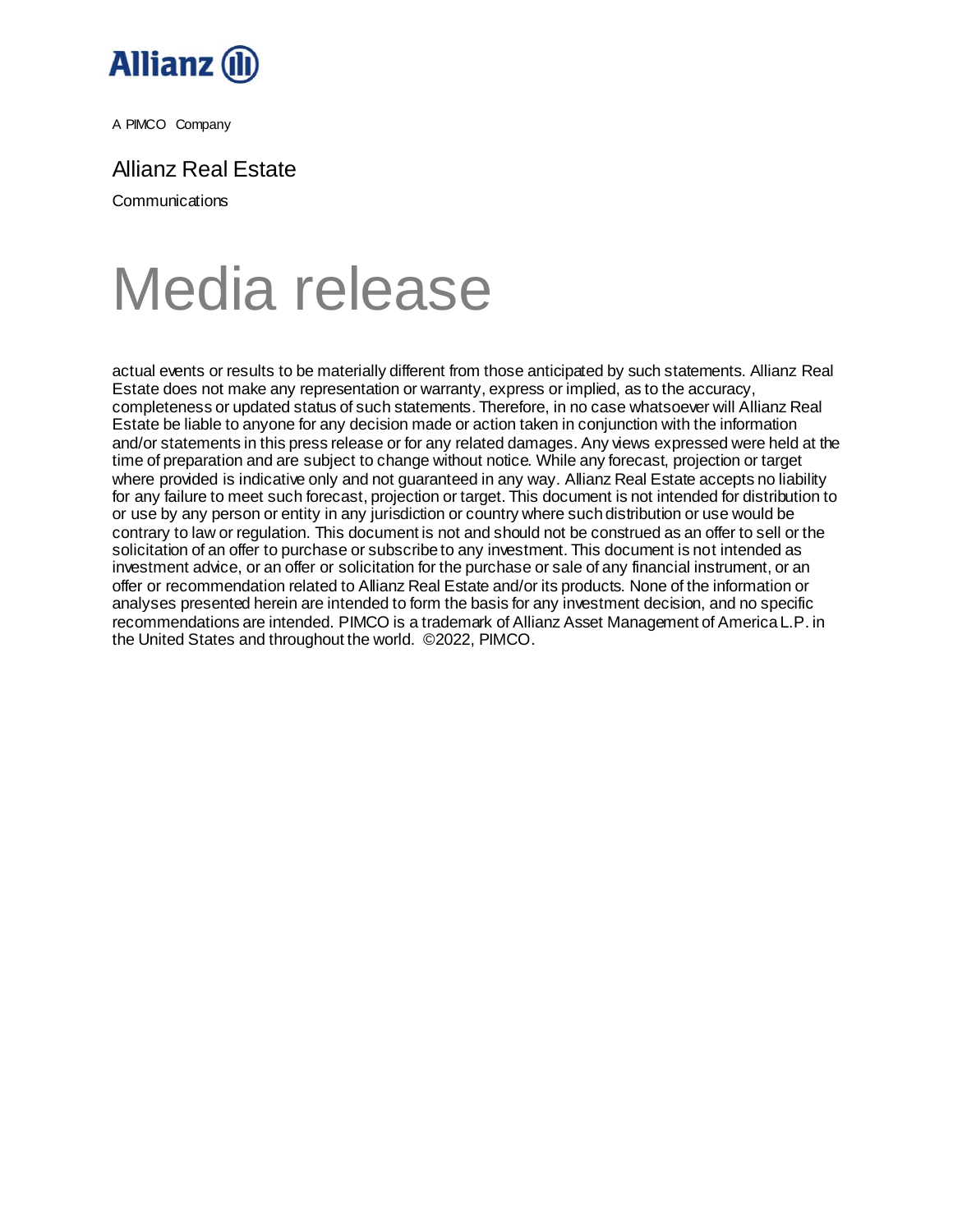A PIMCO Company

Allianz Real Estate

Communications

# Media release

actual events or results to be materially different from those anticipated by such statements. Allianz Real Estate does not make any representation or warranty, express or implied, as to the accuracy, completeness or updated status of such statements. Therefore, in no case whatsoever will Allianz Real Estate be liable to anyone for any decision made or action taken in conjunction with the information and/or statements in this press release or for any related damages. Any views expressed were held at the time of preparation and are subject to change without notice. While any forecast, projection or target where provided is indicative only and not guaranteed in any way. Allianz Real Estate accepts no liability for any failure to meet such forecast, projection or target. This document is not intended for distribution to or use by any person or entity in any jurisdiction or country where such distribution or use would be contrary to law or regulation. This document is not and should not be construed as an offer to sell or the solicitation of an offer to purchase or subscribe to any investment. This document is not intended as investment advice, or an offer or solicitation for the purchase or sale of any financial instrument, or an offer or recommendation related to Allianz Real Estate and/or its products. None of the information or analyses presented herein are intended to form the basis for any investment decision, and no specific recommendations are intended. PIMCO is a trademark of Allianz Asset Management of America L.P. in the United States and throughout the world. ©2022, PIMCO.